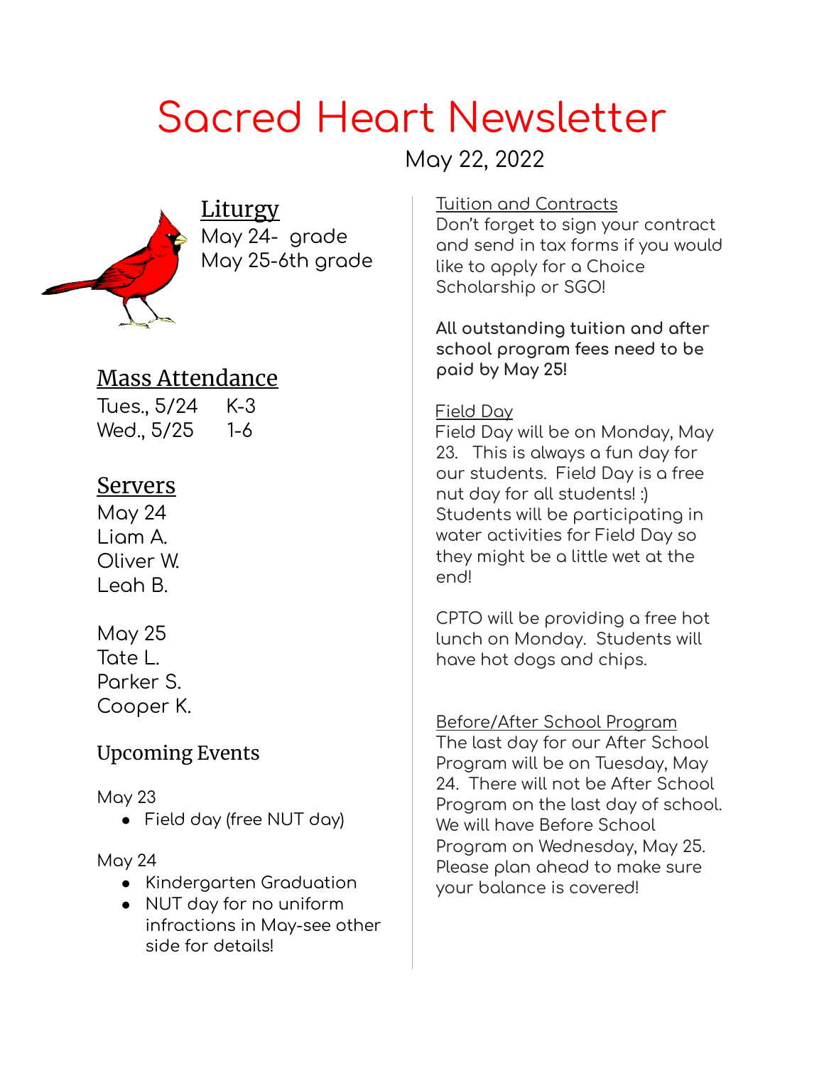# Sacred Heart Newsletter

May 22, 2022

## Liturgy

May 24-  grade
May 25-6th grade

## Mass Attendance

| | |
|---|---|
| Tues., 5/24 | K-3 |
| Wed., 5/25 | 1-6 |

## Servers

May 24
Liam A.
Oliver W.
Leah B.

May 25
Tate L.
Parker S.
Cooper K.

## Upcoming Events

May 23

- Field day (free NUT day)

May 24

- Kindergarten Graduation
- NUT day for no uniform infractions in May-see other side for details!

### Tuition and Contracts

Don't forget to sign your contract and send in tax forms if you would like to apply for a Choice Scholarship or SGO!

**All outstanding tuition and after school program fees need to be paid by May 25!**

### Field Day

Field Day will be on Monday, May 23. This is always a fun day for our students. Field Day is a free nut day for all students! :) Students will be participating in water activities for Field Day so they might be a little wet at the end!

CPTO will be providing a free hot lunch on Monday. Students will have hot dogs and chips.

### Before/After School Program

The last day for our After School Program will be on Tuesday, May 24. There will not be After School Program on the last day of school. We will have Before School Program on Wednesday, May 25. Please plan ahead to make sure your balance is covered!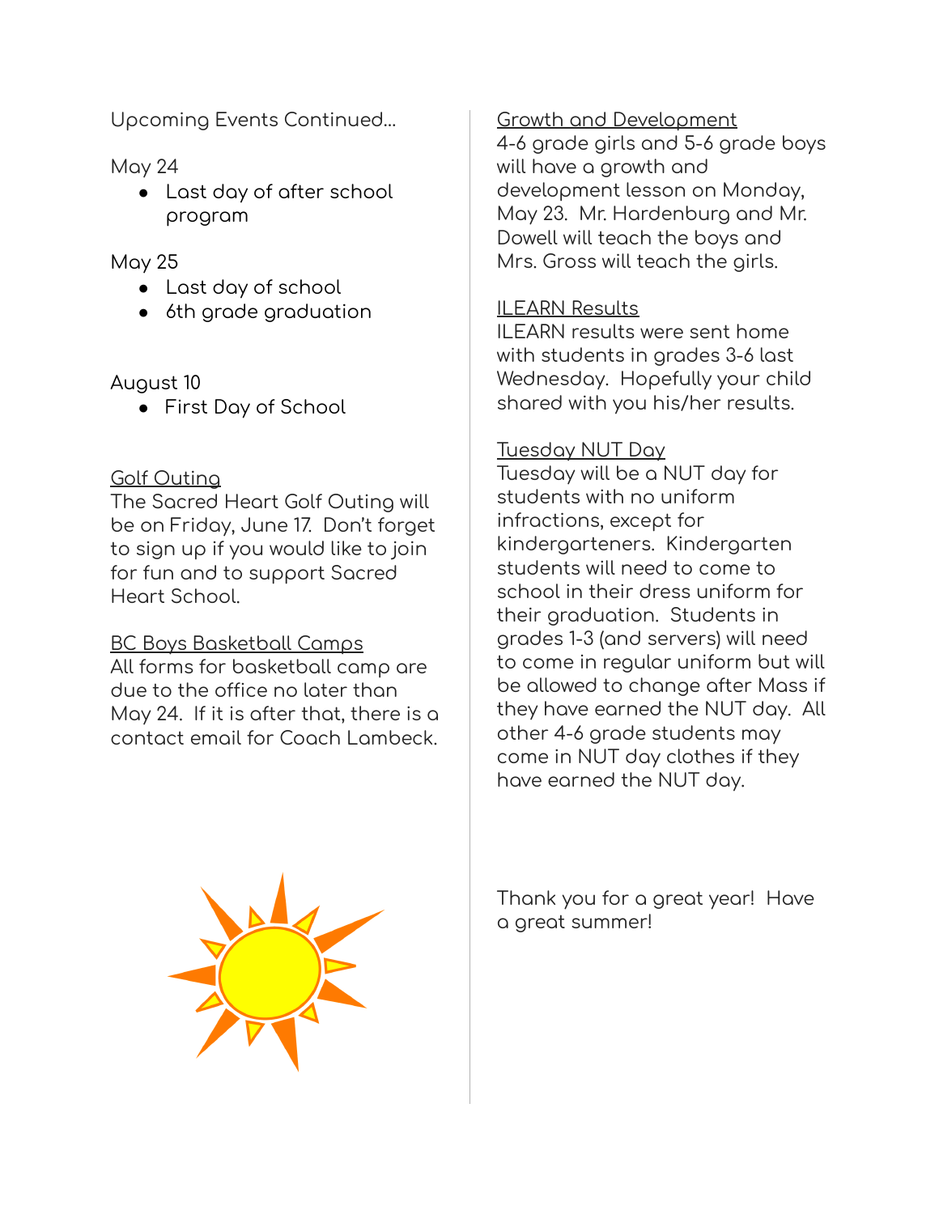Upcoming Events Continued…

May 24

- Last day of after school program

May 25

- Last day of school
- 6th grade graduation

August 10

- First Day of School

## Golf Outing

The Sacred Heart Golf Outing will be on Friday, June 17. Don't forget to sign up if you would like to join for fun and to support Sacred Heart School.

## BC Boys Basketball Camps

All forms for basketball camp are due to the office no later than May 24. If it is after that, there is a contact email for Coach Lambeck.

## Growth and Development

4-6 grade girls and 5-6 grade boys will have a growth and development lesson on Monday, May 23. Mr. Hardenburg and Mr. Dowell will teach the boys and Mrs. Gross will teach the girls.

## ILEARN Results

ILEARN results were sent home with students in grades 3-6 last Wednesday. Hopefully your child shared with you his/her results.

## Tuesday NUT Day

Tuesday will be a NUT day for students with no uniform infractions, except for kindergarteners. Kindergarten students will need to come to school in their dress uniform for their graduation. Students in grades 1-3 (and servers) will need to come in regular uniform but will be allowed to change after Mass if they have earned the NUT day. All other 4-6 grade students may come in NUT day clothes if they have earned the NUT day.

Thank you for a great year! Have a great summer!